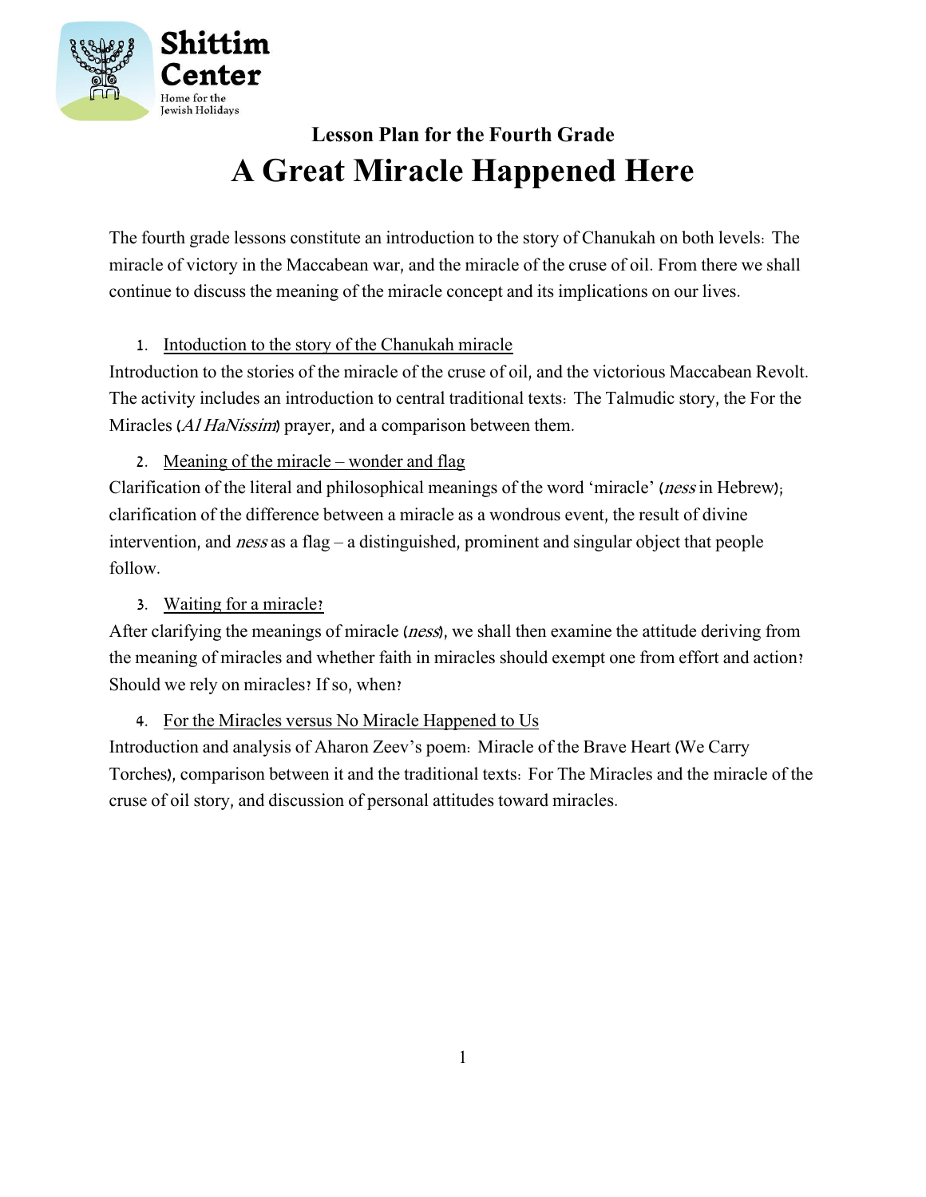Shittim Center

Home for the Jewish Holidays

## Lesson Plan for the Fourth Grade

# A Great Miracle Happened Here

The fourth grade lessons constitute an introduction to the story of Chanukah on both levels: The miracle of victory in the Maccabean war, and the miracle of the cruse of oil. From there we shall continue to discuss the meaning of the miracle concept and its implications on our lives.

1. Intoduction to the story of the Chanukah miracle

Introduction to the stories of the miracle of the cruse of oil, and the victorious Maccabean Revolt. The activity includes an introduction to central traditional texts: The Talmudic story, the For the Miracles (*Al HaNissim*) prayer, and a comparison between them.

2. Meaning of the miracle – wonder and flag

Clarification of the literal and philosophical meanings of the word 'miracle' (*ness* in Hebrew); clarification of the difference between a miracle as a wondrous event, the result of divine intervention, and *ness* as a flag – a distinguished, prominent and singular object that people follow.

3. Waiting for a miracle?

After clarifying the meanings of miracle (*ness*), we shall then examine the attitude deriving from the meaning of miracles and whether faith in miracles should exempt one from effort and action? Should we rely on miracles? If so, when?

4. For the Miracles versus No Miracle Happened to Us

Introduction and analysis of Aharon Zeev's poem: Miracle of the Brave Heart (We Carry Torches), comparison between it and the traditional texts: For The Miracles and the miracle of the cruse of oil story, and discussion of personal attitudes toward miracles.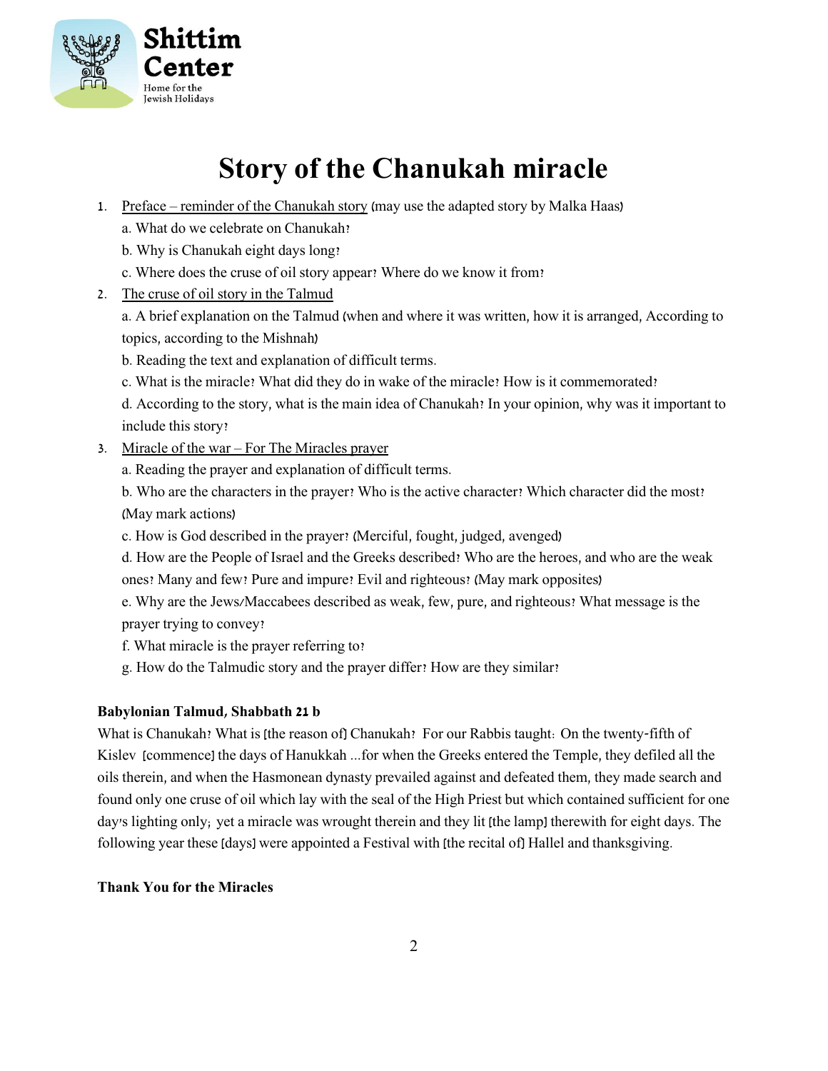# Story of the Chanukah miracle

1. Preface – reminder of the Chanukah story (may use the adapted story by Malka Haas)
   a. What do we celebrate on Chanukah?
   b. Why is Chanukah eight days long?
   c. Where does the cruse of oil story appear? Where do we know it from?
2. The cruse of oil story in the Talmud
   a. A brief explanation on the Talmud (when and where it was written, how it is arranged, According to topics, according to the Mishnah)
   b. Reading the text and explanation of difficult terms.
   c. What is the miracle? What did they do in wake of the miracle? How is it commemorated?
   d. According to the story, what is the main idea of Chanukah? In your opinion, why was it important to include this story?
3. Miracle of the war – For The Miracles prayer
   a. Reading the prayer and explanation of difficult terms.
   b. Who are the characters in the prayer? Who is the active character? Which character did the most? (May mark actions)
   c. How is God described in the prayer? (Merciful, fought, judged, avenged)
   d. How are the People of Israel and the Greeks described? Who are the heroes, and who are the weak ones? Many and few? Pure and impure? Evil and righteous? (May mark opposites)
   e. Why are the Jews/Maccabees described as weak, few, pure, and righteous? What message is the prayer trying to convey?
   f. What miracle is the prayer referring to?
   g. How do the Talmudic story and the prayer differ? How are they similar?

**Babylonian Talmud, Shabbath 21 b**

What is Chanukah? What is [the reason of] Chanukah? For our Rabbis taught: On the twenty-fifth of Kislev [commence] the days of Hanukkah ...for when the Greeks entered the Temple, they defiled all the oils therein, and when the Hasmonean dynasty prevailed against and defeated them, they made search and found only one cruse of oil which lay with the seal of the High Priest but which contained sufficient for one day's lighting only; yet a miracle was wrought therein and they lit [the lamp] therewith for eight days. The following year these [days] were appointed a Festival with [the recital of] Hallel and thanksgiving.

**Thank You for the Miracles**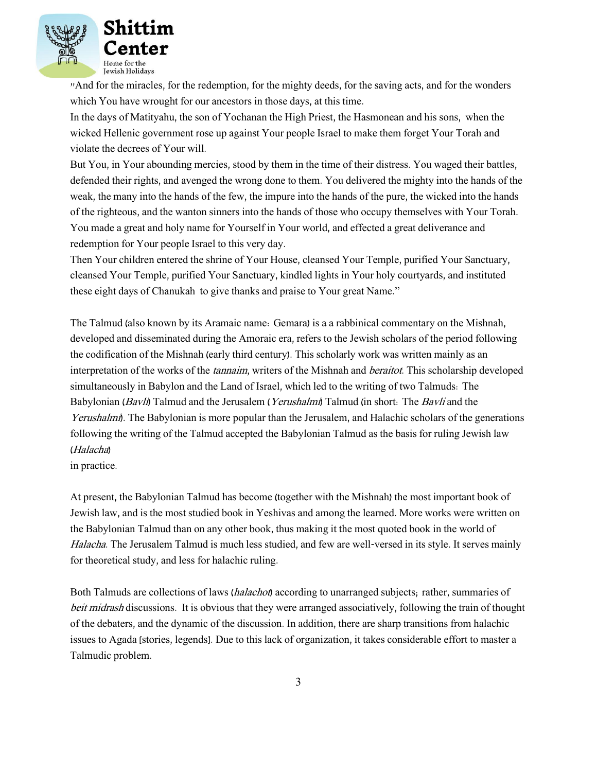"And for the miracles, for the redemption, for the mighty deeds, for the saving acts, and for the wonders which You have wrought for our ancestors in those days, at this time.
In the days of Matityahu, the son of Yochanan the High Priest, the Hasmonean and his sons, when the wicked Hellenic government rose up against Your people Israel to make them forget Your Torah and violate the decrees of Your will.
But You, in Your abounding mercies, stood by them in the time of their distress. You waged their battles, defended their rights, and avenged the wrong done to them. You delivered the mighty into the hands of the weak, the many into the hands of the few, the impure into the hands of the pure, the wicked into the hands of the righteous, and the wanton sinners into the hands of those who occupy themselves with Your Torah. You made a great and holy name for Yourself in Your world, and effected a great deliverance and redemption for Your people Israel to this very day.
Then Your children entered the shrine of Your House, cleansed Your Temple, purified Your Sanctuary, cleansed Your Temple, purified Your Sanctuary, kindled lights in Your holy courtyards, and instituted these eight days of Chanukah to give thanks and praise to Your great Name."

The Talmud (also known by its Aramaic name: Gemara) is a a rabbinical commentary on the Mishnah, developed and disseminated during the Amoraic era, refers to the Jewish scholars of the period following the codification of the Mishnah (early third century). This scholarly work was written mainly as an interpretation of the works of the *tannaim*, writers of the Mishnah and *beraitot*. This scholarship developed simultaneously in Babylon and the Land of Israel, which led to the writing of two Talmuds: The Babylonian (*Bavli*) Talmud and the Jerusalem (*Yerushalmi*) Talmud (in short: The *Bavli* and the *Yerushalmi*). The Babylonian is more popular than the Jerusalem, and Halachic scholars of the generations following the writing of the Talmud accepted the Babylonian Talmud as the basis for ruling Jewish law (*Halacha*)
in practice.

At present, the Babylonian Talmud has become (together with the Mishnah) the most important book of Jewish law, and is the most studied book in Yeshivas and among the learned. More works were written on the Babylonian Talmud than on any other book, thus making it the most quoted book in the world of *Halacha*. The Jerusalem Talmud is much less studied, and few are well-versed in its style. It serves mainly for theoretical study, and less for halachic ruling.

Both Talmuds are collections of laws (*halachot*) according to unarranged subjects; rather, summaries of *beit midrash* discussions. It is obvious that they were arranged associatively, following the train of thought of the debaters, and the dynamic of the discussion. In addition, there are sharp transitions from halachic issues to Agada [stories, legends]. Due to this lack of organization, it takes considerable effort to master a Talmudic problem.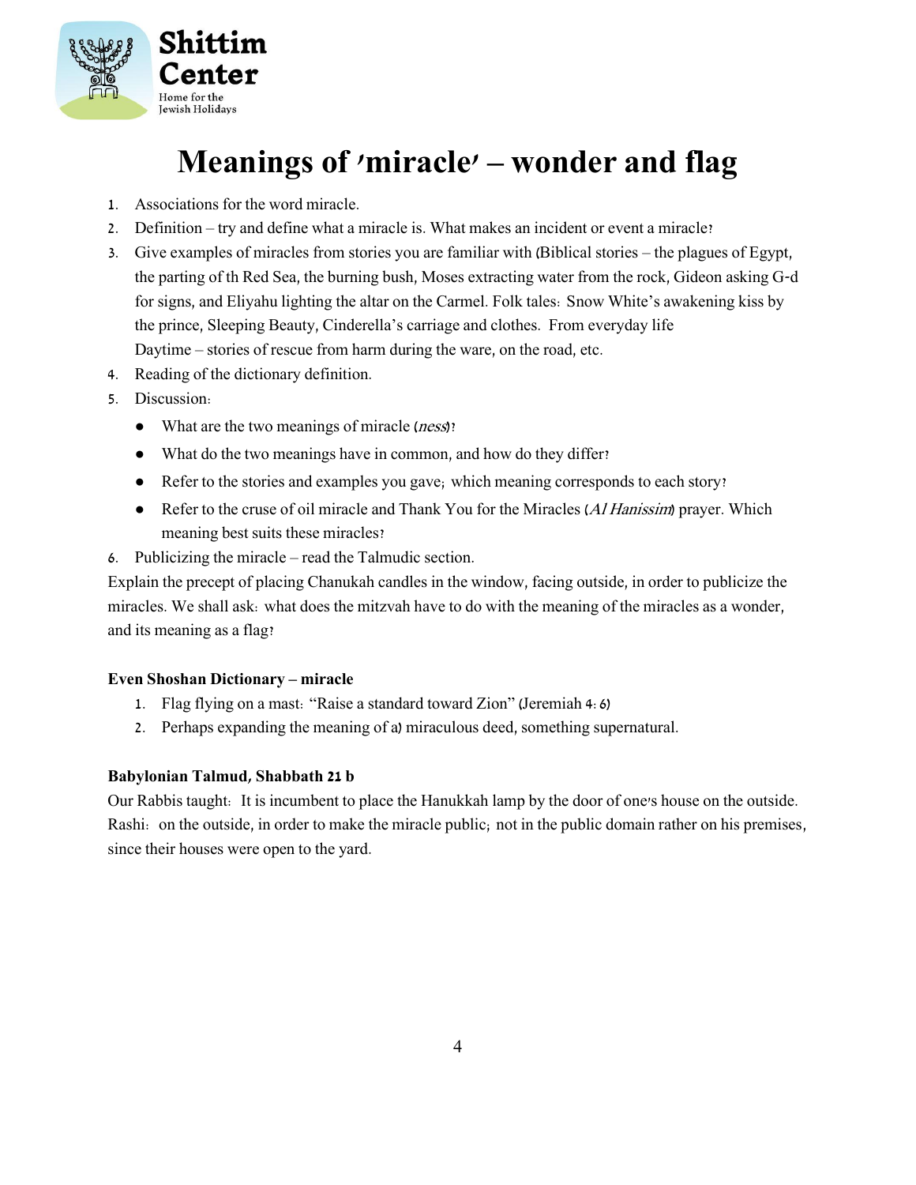Shittim Center

Home for the Jewish Holidays

# Meanings of 'miracle' – wonder and flag

1. Associations for the word miracle.
2. Definition – try and define what a miracle is. What makes an incident or event a miracle?
3. Give examples of miracles from stories you are familiar with (Biblical stories – the plagues of Egypt, the parting of th Red Sea, the burning bush, Moses extracting water from the rock, Gideon asking G-d for signs, and Eliyahu lighting the altar on the Carmel. Folk tales: Snow White's awakening kiss by the prince, Sleeping Beauty, Cinderella's carriage and clothes. From everyday life Daytime – stories of rescue from harm during the ware, on the road, etc.
4. Reading of the dictionary definition.
5. Discussion:
   - What are the two meanings of miracle (*ness*)?
   - What do the two meanings have in common, and how do they differ?
   - Refer to the stories and examples you gave; which meaning corresponds to each story?
   - Refer to the cruse of oil miracle and Thank You for the Miracles (*Al Hanissim*) prayer. Which meaning best suits these miracles?
6. Publicizing the miracle – read the Talmudic section.

Explain the precept of placing Chanukah candles in the window, facing outside, in order to publicize the miracles. We shall ask: what does the mitzvah have to do with the meaning of the miracles as a wonder, and its meaning as a flag?

**Even Shoshan Dictionary – miracle**

1. Flag flying on a mast: "Raise a standard toward Zion" (Jeremiah 4:6)
2. Perhaps expanding the meaning of a) miraculous deed, something supernatural.

**Babylonian Talmud, Shabbath 21 b**

Our Rabbis taught: It is incumbent to place the Hanukkah lamp by the door of one's house on the outside. Rashi: on the outside, in order to make the miracle public; not in the public domain rather on his premises, since their houses were open to the yard.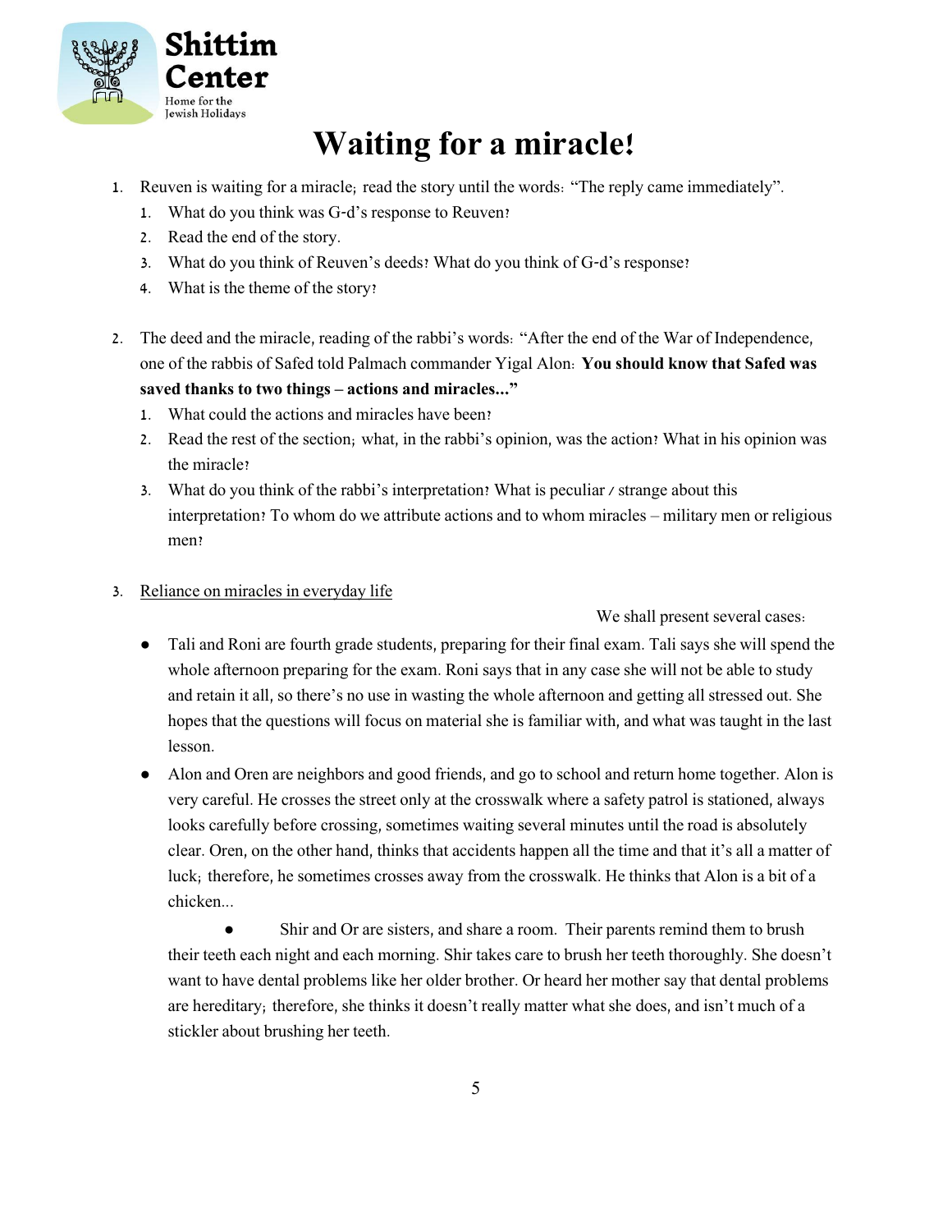Shittim Center
Home for the Jewish Holidays

# Waiting for a miracle!

1. Reuven is waiting for a miracle; read the story until the words: "The reply came immediately".
   1. What do you think was G-d's response to Reuven?
   2. Read the end of the story.
   3. What do you think of Reuven's deeds? What do you think of G-d's response?
   4. What is the theme of the story?

2. The deed and the miracle, reading of the rabbi's words: "After the end of the War of Independence, one of the rabbis of Safed told Palmach commander Yigal Alon: **You should know that Safed was saved thanks to two things – actions and miracles..."**
   1. What could the actions and miracles have been?
   2. Read the rest of the section; what, in the rabbi's opinion, was the action? What in his opinion was the miracle?
   3. What do you think of the rabbi's interpretation? What is peculiar / strange about this interpretation? To whom do we attribute actions and to whom miracles – military men or religious men?

3. <u>Reliance on miracles in everyday life</u>

We shall present several cases:

- Tali and Roni are fourth grade students, preparing for their final exam. Tali says she will spend the whole afternoon preparing for the exam. Roni says that in any case she will not be able to study and retain it all, so there's no use in wasting the whole afternoon and getting all stressed out. She hopes that the questions will focus on material she is familiar with, and what was taught in the last lesson.
- Alon and Oren are neighbors and good friends, and go to school and return home together. Alon is very careful. He crosses the street only at the crosswalk where a safety patrol is stationed, always looks carefully before crossing, sometimes waiting several minutes until the road is absolutely clear. Oren, on the other hand, thinks that accidents happen all the time and that it's all a matter of luck; therefore, he sometimes crosses away from the crosswalk. He thinks that Alon is a bit of a chicken...
- Shir and Or are sisters, and share a room. Their parents remind them to brush their teeth each night and each morning. Shir takes care to brush her teeth thoroughly. She doesn't want to have dental problems like her older brother. Or heard her mother say that dental problems are hereditary; therefore, she thinks it doesn't really matter what she does, and isn't much of a stickler about brushing her teeth.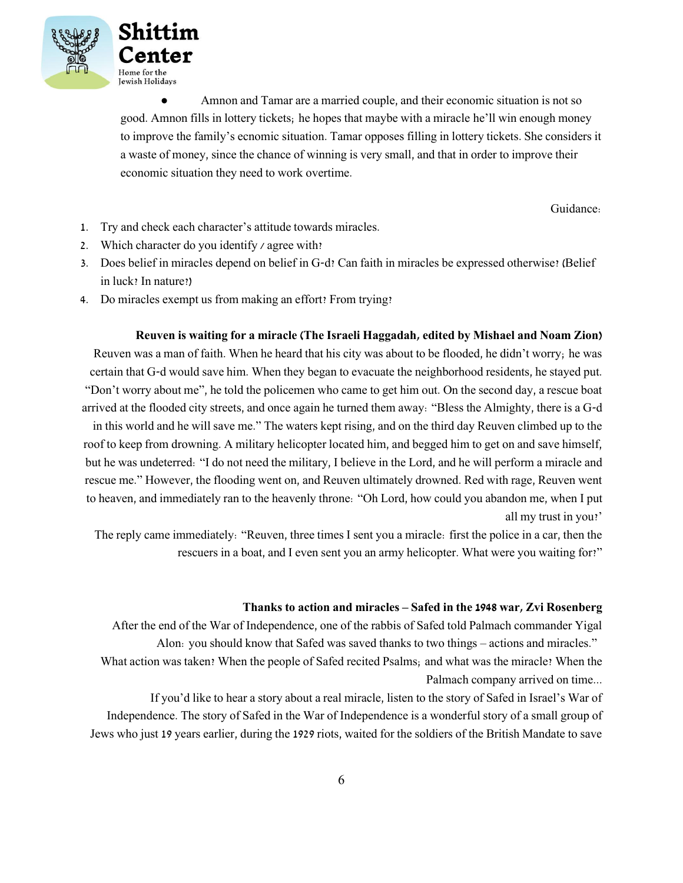- Amnon and Tamar are a married couple, and their economic situation is not so good. Amnon fills in lottery tickets; he hopes that maybe with a miracle he'll win enough money to improve the family's ecnomic situation. Tamar opposes filling in lottery tickets. She considers it a waste of money, since the chance of winning is very small, and that in order to improve their economic situation they need to work overtime.

Guidance:

1. Try and check each character's attitude towards miracles.
2. Which character do you identify / agree with?
3. Does belief in miracles depend on belief in G-d? Can faith in miracles be expressed otherwise? (Belief in luck? In nature?)
4. Do miracles exempt us from making an effort? From trying?

**Reuven is waiting for a miracle (The Israeli Haggadah, edited by Mishael and Noam Zion)**

Reuven was a man of faith. When he heard that his city was about to be flooded, he didn't worry; he was certain that G-d would save him. When they began to evacuate the neighborhood residents, he stayed put. "Don't worry about me", he told the policemen who came to get him out. On the second day, a rescue boat arrived at the flooded city streets, and once again he turned them away: "Bless the Almighty, there is a G-d in this world and he will save me." The waters kept rising, and on the third day Reuven climbed up to the roof to keep from drowning. A military helicopter located him, and begged him to get on and save himself, but he was undeterred: "I do not need the military, I believe in the Lord, and he will perform a miracle and rescue me." However, the flooding went on, and Reuven ultimately drowned. Red with rage, Reuven went to heaven, and immediately ran to the heavenly throne: "Oh Lord, how could you abandon me, when I put all my trust in you?'

The reply came immediately: "Reuven, three times I sent you a miracle: first the police in a car, then the rescuers in a boat, and I even sent you an army helicopter. What were you waiting for?"

**Thanks to action and miracles – Safed in the 1948 war, Zvi Rosenberg**

After the end of the War of Independence, one of the rabbis of Safed told Palmach commander Yigal Alon: you should know that Safed was saved thanks to two things – actions and miracles."

What action was taken? When the people of Safed recited Psalms; and what was the miracle? When the Palmach company arrived on time...

If you'd like to hear a story about a real miracle, listen to the story of Safed in Israel's War of Independence. The story of Safed in the War of Independence is a wonderful story of a small group of Jews who just 19 years earlier, during the 1929 riots, waited for the soldiers of the British Mandate to save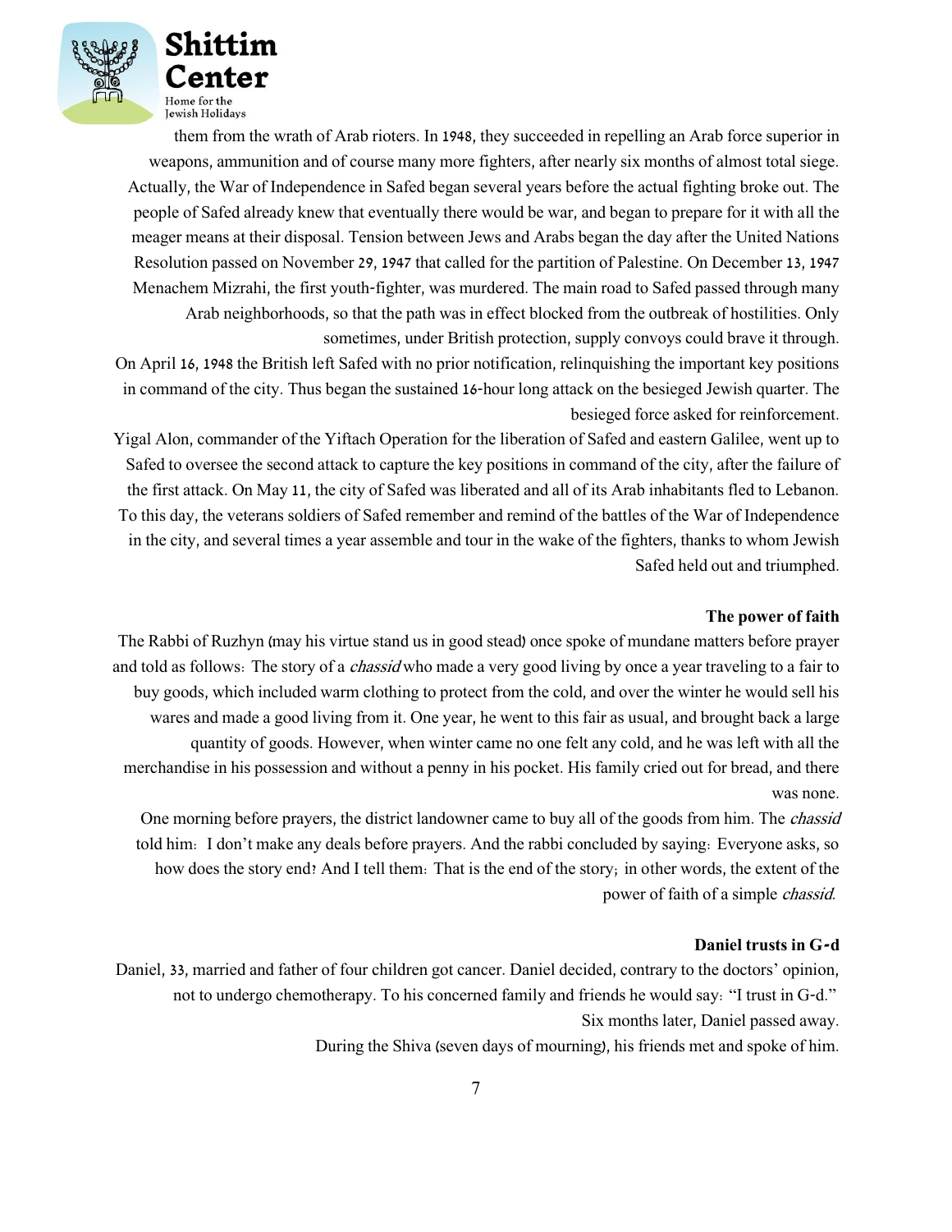them from the wrath of Arab rioters. In 1948, they succeeded in repelling an Arab force superior in weapons, ammunition and of course many more fighters, after nearly six months of almost total siege. Actually, the War of Independence in Safed began several years before the actual fighting broke out. The people of Safed already knew that eventually there would be war, and began to prepare for it with all the meager means at their disposal. Tension between Jews and Arabs began the day after the United Nations Resolution passed on November 29, 1947 that called for the partition of Palestine. On December 13, 1947 Menachem Mizrahi, the first youth-fighter, was murdered. The main road to Safed passed through many Arab neighborhoods, so that the path was in effect blocked from the outbreak of hostilities. Only sometimes, under British protection, supply convoys could brave it through.

On April 16, 1948 the British left Safed with no prior notification, relinquishing the important key positions in command of the city. Thus began the sustained 16-hour long attack on the besieged Jewish quarter. The besieged force asked for reinforcement.

Yigal Alon, commander of the Yiftach Operation for the liberation of Safed and eastern Galilee, went up to Safed to oversee the second attack to capture the key positions in command of the city, after the failure of the first attack. On May 11, the city of Safed was liberated and all of its Arab inhabitants fled to Lebanon. To this day, the veterans soldiers of Safed remember and remind of the battles of the War of Independence in the city, and several times a year assemble and tour in the wake of the fighters, thanks to whom Jewish Safed held out and triumphed.

**The power of faith**

The Rabbi of Ruzhyn (may his virtue stand us in good stead) once spoke of mundane matters before prayer and told as follows: The story of a *chassid* who made a very good living by once a year traveling to a fair to buy goods, which included warm clothing to protect from the cold, and over the winter he would sell his wares and made a good living from it. One year, he went to this fair as usual, and brought back a large quantity of goods. However, when winter came no one felt any cold, and he was left with all the merchandise in his possession and without a penny in his pocket. His family cried out for bread, and there was none.

One morning before prayers, the district landowner came to buy all of the goods from him. The *chassid* told him: I don't make any deals before prayers. And the rabbi concluded by saying: Everyone asks, so how does the story end? And I tell them: That is the end of the story; in other words, the extent of the power of faith of a simple *chassid*.

**Daniel trusts in G-d**

Daniel, 33, married and father of four children got cancer. Daniel decided, contrary to the doctors' opinion, not to undergo chemotherapy. To his concerned family and friends he would say: "I trust in G-d."

Six months later, Daniel passed away.

During the Shiva (seven days of mourning), his friends met and spoke of him.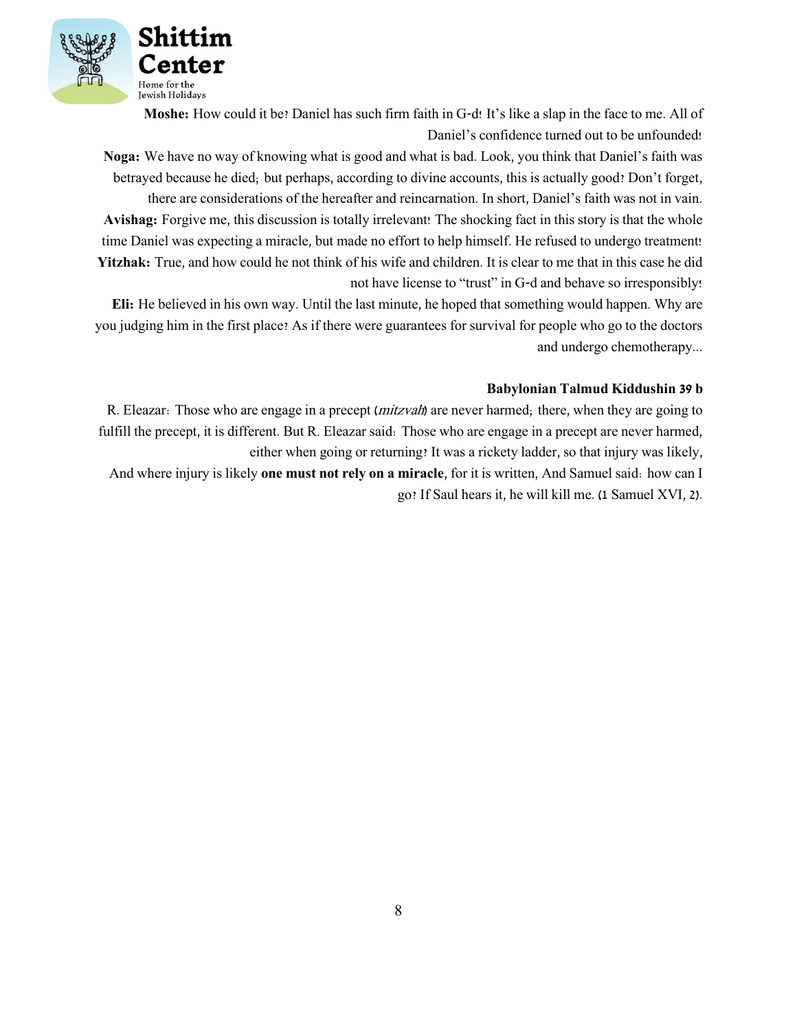**Moshe:** How could it be? Daniel has such firm faith in G-d! It's like a slap in the face to me. All of Daniel's confidence turned out to be unfounded!

**Noga:** We have no way of knowing what is good and what is bad. Look, you think that Daniel's faith was betrayed because he died; but perhaps, according to divine accounts, this is actually good? Don't forget, there are considerations of the hereafter and reincarnation. In short, Daniel's faith was not in vain.

**Avishag:** Forgive me, this discussion is totally irrelevant! The shocking fact in this story is that the whole time Daniel was expecting a miracle, but made no effort to help himself. He refused to undergo treatment!

**Yitzhak:** True, and how could he not think of his wife and children. It is clear to me that in this case he did not have license to "trust" in G-d and behave so irresponsibly!

**Eli:** He believed in his own way. Until the last minute, he hoped that something would happen. Why are you judging him in the first place? As if there were guarantees for survival for people who go to the doctors and undergo chemotherapy...

**Babylonian Talmud Kiddushin 39 b**

R. Eleazar: Those who are engage in a precept (*mitzvah*) are never harmed; there, when they are going to fulfill the precept, it is different. But R. Eleazar said: Those who are engage in a precept are never harmed, either when going or returning? It was a rickety ladder, so that injury was likely, And where injury is likely **one must not rely on a miracle**, for it is written, And Samuel said: how can I go? If Saul hears it, he will kill me. (1 Samuel XVI, 2).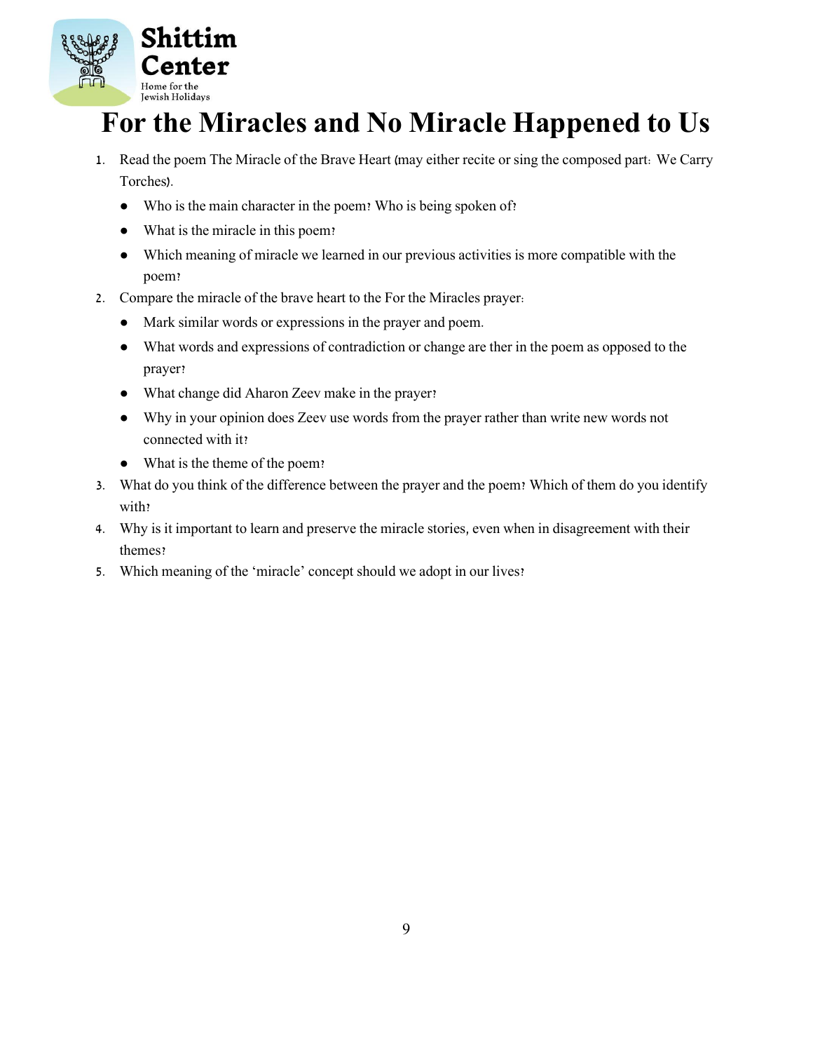# For the Miracles and No Miracle Happened to Us

1. Read the poem The Miracle of the Brave Heart (may either recite or sing the composed part: We Carry Torches).
   - Who is the main character in the poem? Who is being spoken of?
   - What is the miracle in this poem?
   - Which meaning of miracle we learned in our previous activities is more compatible with the poem?
2. Compare the miracle of the brave heart to the For the Miracles prayer:
   - Mark similar words or expressions in the prayer and poem.
   - What words and expressions of contradiction or change are ther in the poem as opposed to the prayer?
   - What change did Aharon Zeev make in the prayer?
   - Why in your opinion does Zeev use words from the prayer rather than write new words not connected with it?
   - What is the theme of the poem?
3. What do you think of the difference between the prayer and the poem? Which of them do you identify with?
4. Why is it important to learn and preserve the miracle stories, even when in disagreement with their themes?
5. Which meaning of the 'miracle' concept should we adopt in our lives?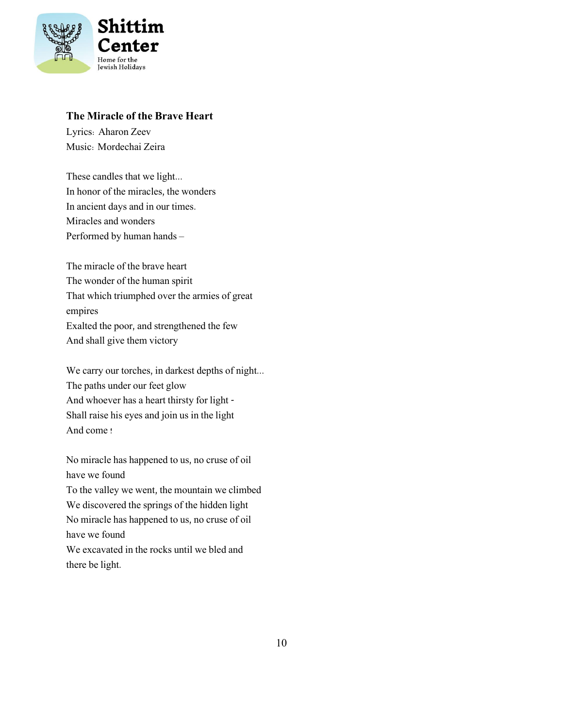**The Miracle of the Brave Heart**

Lyrics: Aharon Zeev

Music: Mordechai Zeira

These candles that we light...
In honor of the miracles, the wonders
In ancient days and in our times.
Miracles and wonders
Performed by human hands –

The miracle of the brave heart
The wonder of the human spirit
That which triumphed over the armies of great empires
Exalted the poor, and strengthened the few
And shall give them victory

We carry our torches, in darkest depths of night...
The paths under our feet glow
And whoever has a heart thirsty for light -
Shall raise his eyes and join us in the light
And come !

No miracle has happened to us, no cruse of oil have we found
To the valley we went, the mountain we climbed
We discovered the springs of the hidden light
No miracle has happened to us, no cruse of oil have we found
We excavated in the rocks until we bled and there be light.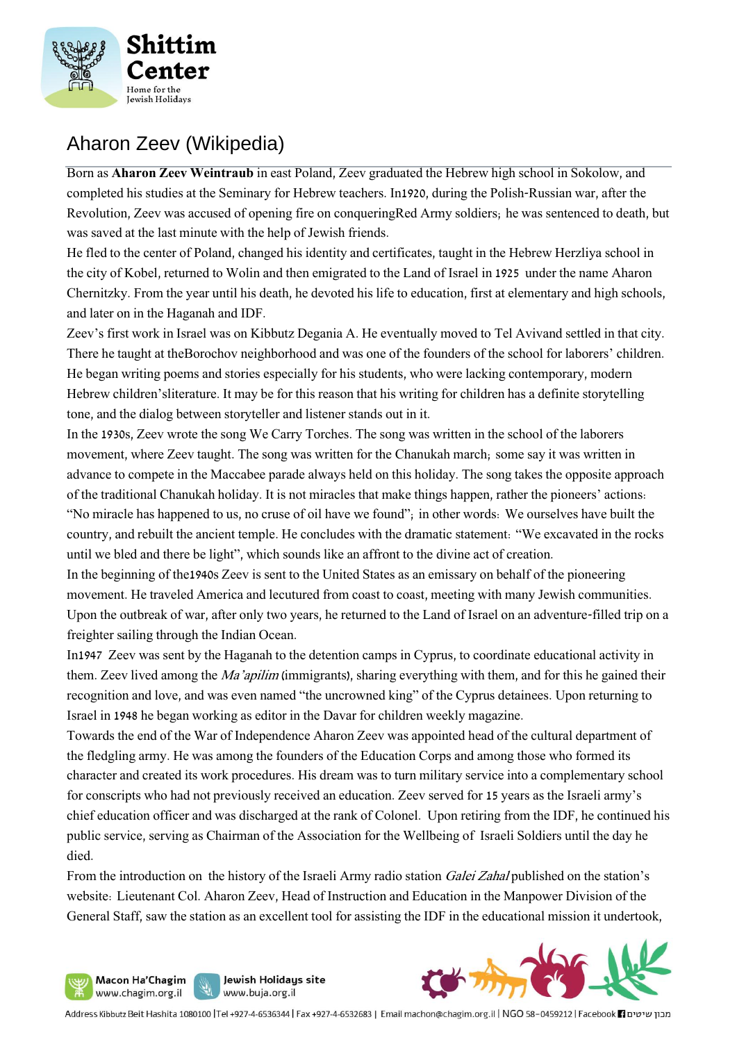## Aharon Zeev (Wikipedia)

Born as **Aharon Zeev Weintraub** in east Poland, Zeev graduated the Hebrew high school in Sokolow, and completed his studies at the Seminary for Hebrew teachers. In1920, during the Polish-Russian war, after the Revolution, Zeev was accused of opening fire on conqueringRed Army soldiers; he was sentenced to death, but was saved at the last minute with the help of Jewish friends.

He fled to the center of Poland, changed his identity and certificates, taught in the Hebrew Herzliya school in the city of Kobel, returned to Wolin and then emigrated to the Land of Israel in 1925 under the name Aharon Chernitzky. From the year until his death, he devoted his life to education, first at elementary and high schools, and later on in the Haganah and IDF.

Zeev's first work in Israel was on Kibbutz Degania A. He eventually moved to Tel Avivand settled in that city. There he taught at theBorochov neighborhood and was one of the founders of the school for laborers' children. He began writing poems and stories especially for his students, who were lacking contemporary, modern Hebrew children'sliterature. It may be for this reason that his writing for children has a definite storytelling tone, and the dialog between storyteller and listener stands out in it.

In the 1930s, Zeev wrote the song We Carry Torches. The song was written in the school of the laborers movement, where Zeev taught. The song was written for the Chanukah march; some say it was written in advance to compete in the Maccabee parade always held on this holiday. The song takes the opposite approach of the traditional Chanukah holiday. It is not miracles that make things happen, rather the pioneers' actions: "No miracle has happened to us, no cruse of oil have we found"; in other words: We ourselves have built the country, and rebuilt the ancient temple. He concludes with the dramatic statement: "We excavated in the rocks until we bled and there be light", which sounds like an affront to the divine act of creation.

In the beginning of the1940s Zeev is sent to the United States as an emissary on behalf of the pioneering movement. He traveled America and lecutured from coast to coast, meeting with many Jewish communities. Upon the outbreak of war, after only two years, he returned to the Land of Israel on an adventure-filled trip on a freighter sailing through the Indian Ocean.

In1947 Zeev was sent by the Haganah to the detention camps in Cyprus, to coordinate educational activity in them. Zeev lived among the *Ma'apilim* (immigrants), sharing everything with them, and for this he gained their recognition and love, and was even named "the uncrowned king" of the Cyprus detainees. Upon returning to Israel in 1948 he began working as editor in the Davar for children weekly magazine.

Towards the end of the War of Independence Aharon Zeev was appointed head of the cultural department of the fledgling army. He was among the founders of the Education Corps and among those who formed its character and created its work procedures. His dream was to turn military service into a complementary school for conscripts who had not previously received an education. Zeev served for 15 years as the Israeli army's chief education officer and was discharged at the rank of Colonel. Upon retiring from the IDF, he continued his public service, serving as Chairman of the Association for the Wellbeing of Israeli Soldiers until the day he died.

From the introduction on the history of the Israeli Army radio station *Galei Zahal* published on the station's website: Lieutenant Col. Aharon Zeev, Head of Instruction and Education in the Manpower Division of the General Staff, saw the station as an excellent tool for assisting the IDF in the educational mission it undertook,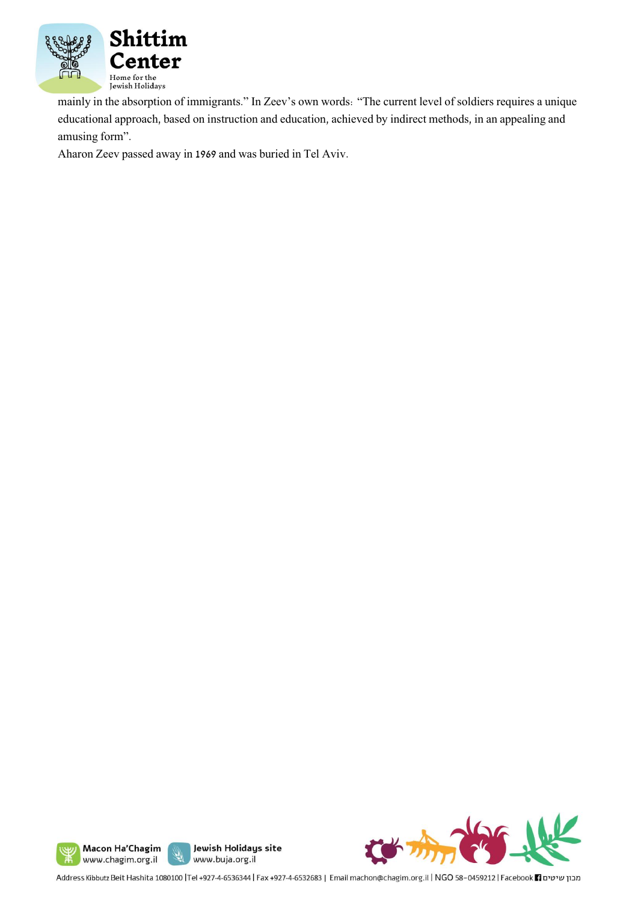mainly in the absorption of immigrants." In Zeev's own words: "The current level of soldiers requires a unique educational approach, based on instruction and education, achieved by indirect methods, in an appealing and amusing form".

Aharon Zeev passed away in 1969 and was buried in Tel Aviv.